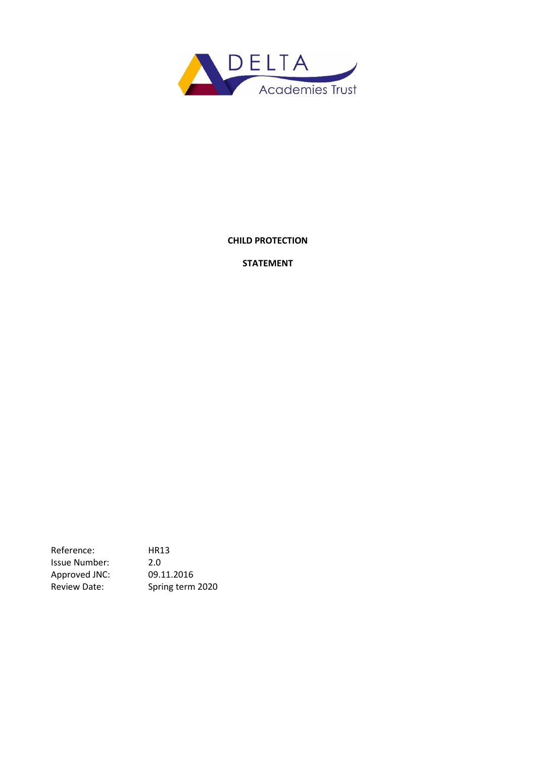DELTA Academies Trust

**CHILD PROTECTION**

**STATEMENT**

| | |
|---|---|
| Reference: | HR13 |
| Issue Number: | 2.0 |
| Approved JNC: | 09.11.2016 |
| Review Date: | Spring term 2020 |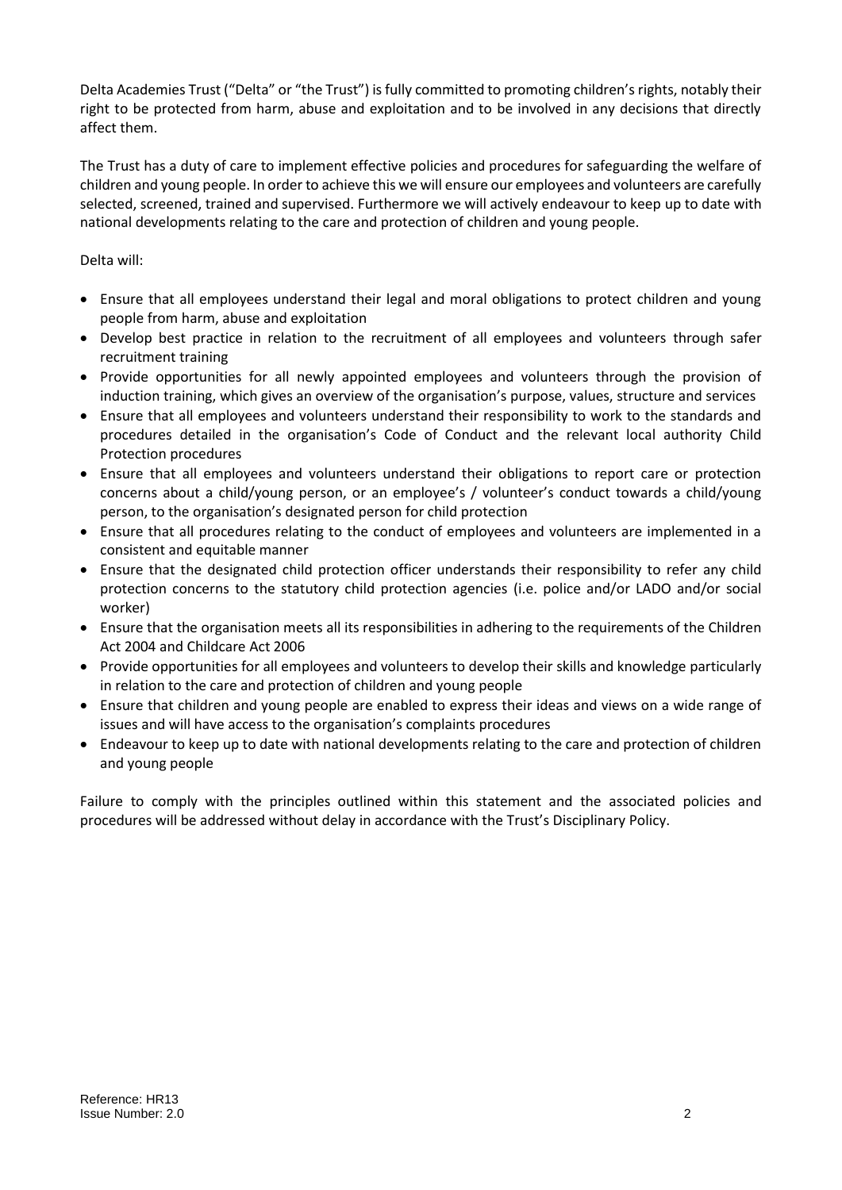Delta Academies Trust ("Delta" or "the Trust") is fully committed to promoting children's rights, notably their right to be protected from harm, abuse and exploitation and to be involved in any decisions that directly affect them.

The Trust has a duty of care to implement effective policies and procedures for safeguarding the welfare of children and young people. In order to achieve this we will ensure our employees and volunteers are carefully selected, screened, trained and supervised. Furthermore we will actively endeavour to keep up to date with national developments relating to the care and protection of children and young people.

Delta will:

- Ensure that all employees understand their legal and moral obligations to protect children and young people from harm, abuse and exploitation
- Develop best practice in relation to the recruitment of all employees and volunteers through safer recruitment training
- Provide opportunities for all newly appointed employees and volunteers through the provision of induction training, which gives an overview of the organisation's purpose, values, structure and services
- Ensure that all employees and volunteers understand their responsibility to work to the standards and procedures detailed in the organisation's Code of Conduct and the relevant local authority Child Protection procedures
- Ensure that all employees and volunteers understand their obligations to report care or protection concerns about a child/young person, or an employee's / volunteer's conduct towards a child/young person, to the organisation's designated person for child protection
- Ensure that all procedures relating to the conduct of employees and volunteers are implemented in a consistent and equitable manner
- Ensure that the designated child protection officer understands their responsibility to refer any child protection concerns to the statutory child protection agencies (i.e. police and/or LADO and/or social worker)
- Ensure that the organisation meets all its responsibilities in adhering to the requirements of the Children Act 2004 and Childcare Act 2006
- Provide opportunities for all employees and volunteers to develop their skills and knowledge particularly in relation to the care and protection of children and young people
- Ensure that children and young people are enabled to express their ideas and views on a wide range of issues and will have access to the organisation's complaints procedures
- Endeavour to keep up to date with national developments relating to the care and protection of children and young people

Failure to comply with the principles outlined within this statement and the associated policies and procedures will be addressed without delay in accordance with the Trust's Disciplinary Policy.

Reference: HR13
Issue Number: 2.0